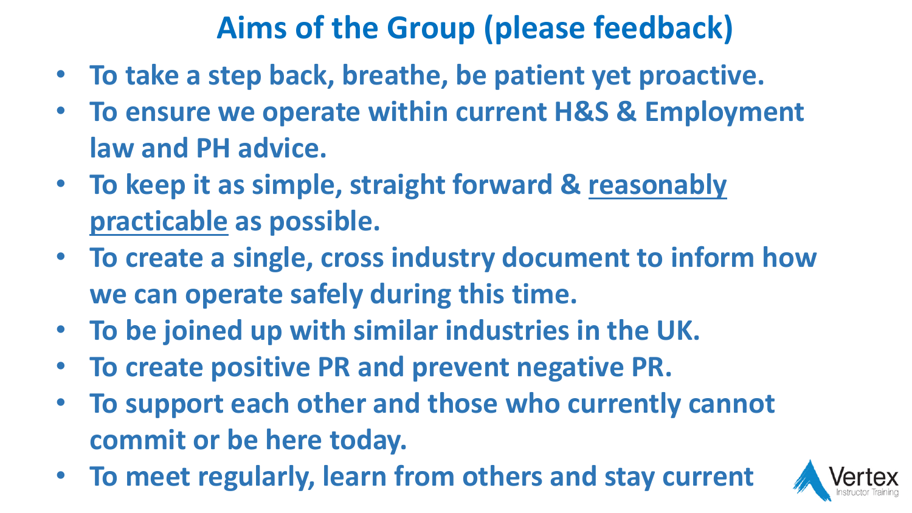# Aims of the Group (please feedback)

- **To take a step back, breathe, be patient yet proactive.**
- **To ensure we operate within current H&S & Employment law and PH advice.**
- **To keep it as simple, straight forward & <u>reasonably practicable</u> as possible.**
- **To create a single, cross industry document to inform how we can operate safely during this time.**
- **To be joined up with similar industries in the UK.**
- **To create positive PR and prevent negative PR.**
- **To support each other and those who currently cannot commit or be here today.**
- **To meet regularly, learn from others and stay current**

Vertex Instructor Training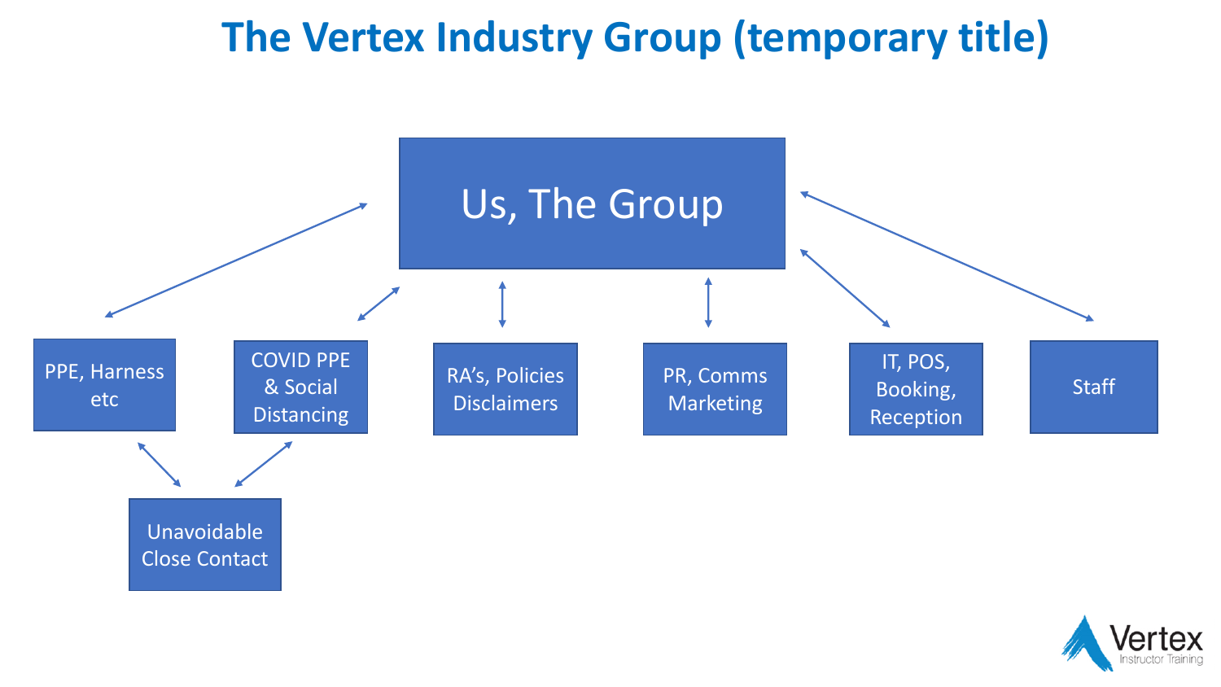# The Vertex Industry Group (temporary title)

Us, The Group

- PPE, Harness etc
- COVID PPE & Social Distancing
- RA's, Policies Disclaimers
- PR, Comms Marketing
- IT, POS, Booking, Reception
- Staff

Unavoidable Close Contact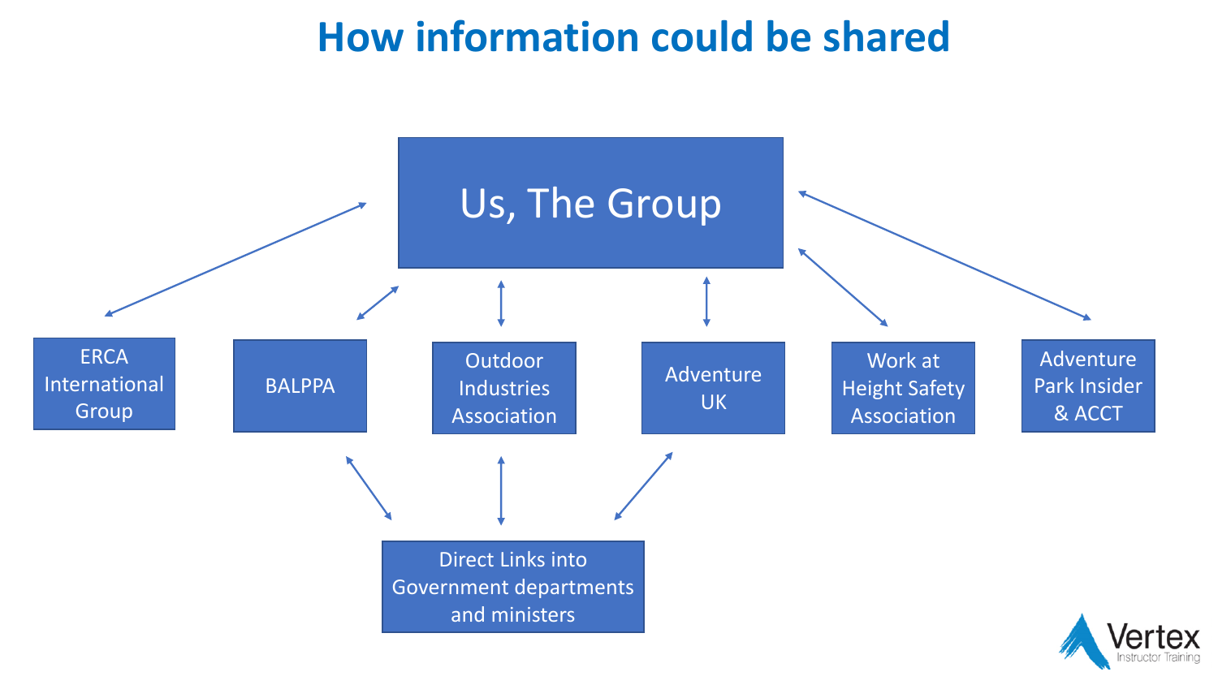# How information could be shared

Us, The Group

- ERCA International Group
- BALPPA
- Outdoor Industries Association
- Adventure UK
- Work at Height Safety Association
- Adventure Park Insider & ACCT

Direct Links into Government departments and ministers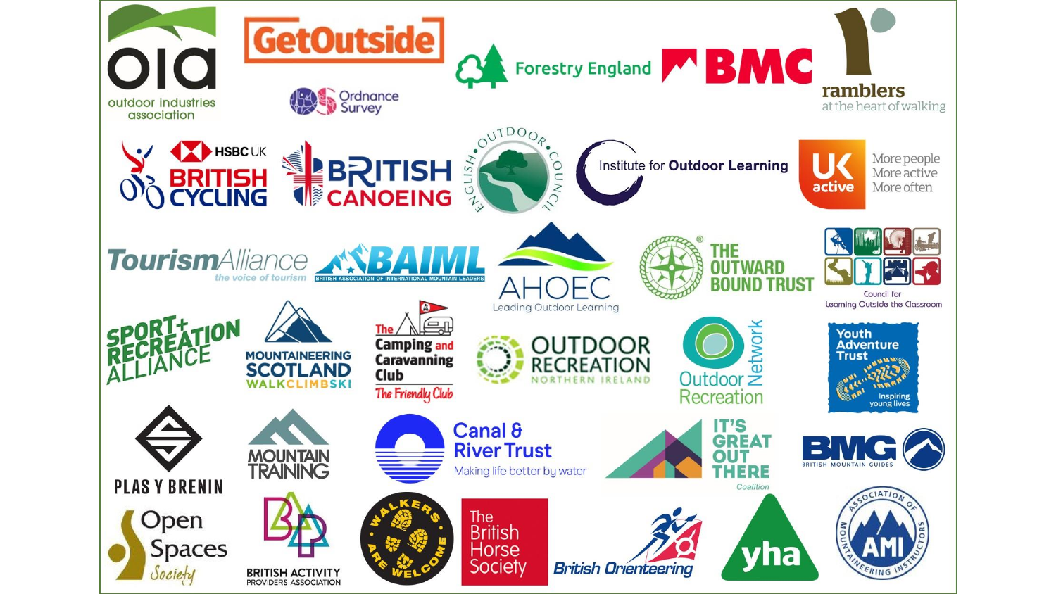- oia outdoor industries association
- GetOutside
- Ordnance Survey
- Forestry England
- BMC
- ramblers at the heart of walking
- HSBC UK British Cycling
- British Canoeing
- English Outdoor Council
- Institute for Outdoor Learning
- UK active – More people More active More often
- Tourism Alliance – the voice of tourism
- BAIML – British Association of International Mountain Leaders
- AHOEC – Leading Outdoor Learning
- The Outward Bound Trust
- Council for Learning Outside the Classroom
- Sport + Recreation Alliance
- Mountaineering Scotland – Walk Climb Ski
- The Camping and Caravanning Club – The Friendly Club
- Outdoor Recreation Northern Ireland
- Outdoor Recreation Network
- Youth Adventure Trust – Inspiring young lives
- Plas y Brenin
- Mountain Training
- Canal & River Trust – Making life better by water
- It's Great Out There Coalition
- BMG British Mountain Guides
- Open Spaces Society
- British Activity Providers Association
- Walkers are Welcome
- The British Horse Society
- British Orienteering
- yha
- AMI – Association of Mountaineering Instructors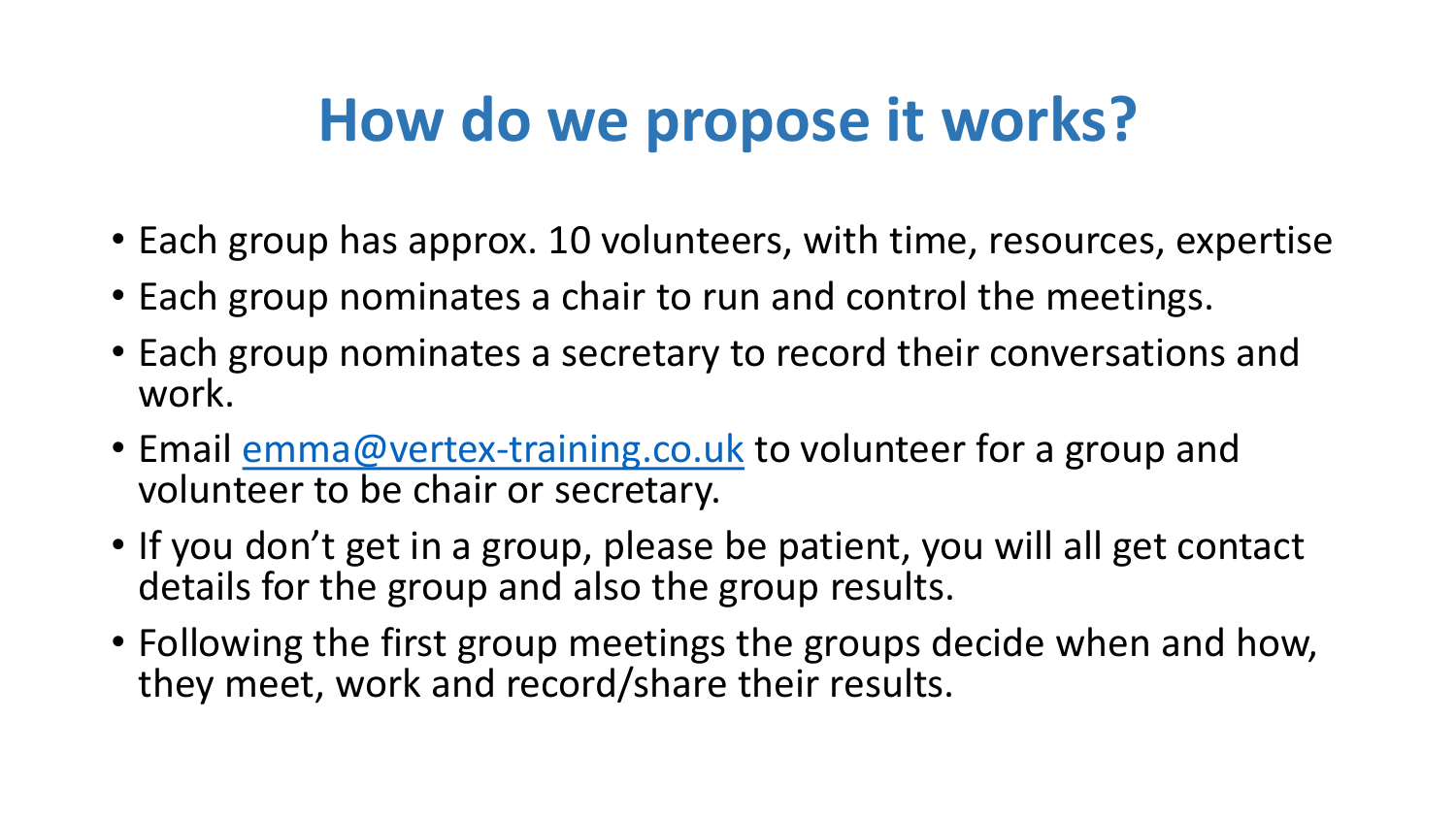# How do we propose it works?

- Each group has approx. 10 volunteers, with time, resources, expertise
- Each group nominates a chair to run and control the meetings.
- Each group nominates a secretary to record their conversations and work.
- Email emma@vertex-training.co.uk to volunteer for a group and volunteer to be chair or secretary.
- If you don't get in a group, please be patient, you will all get contact details for the group and also the group results.
- Following the first group meetings the groups decide when and how, they meet, work and record/share their results.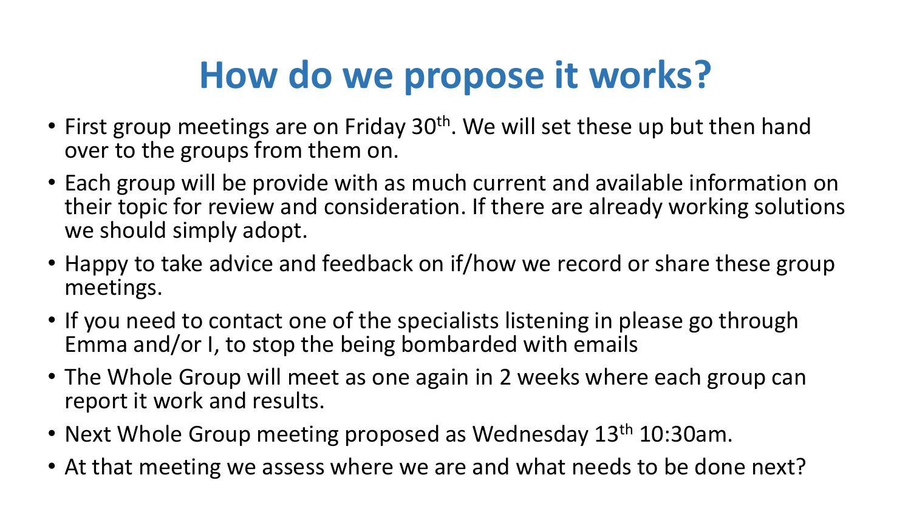# How do we propose it works?

- First group meetings are on Friday 30th. We will set these up but then hand over to the groups from them on.
- Each group will be provide with as much current and available information on their topic for review and consideration. If there are already working solutions we should simply adopt.
- Happy to take advice and feedback on if/how we record or share these group meetings.
- If you need to contact one of the specialists listening in please go through Emma and/or I, to stop the being bombarded with emails
- The Whole Group will meet as one again in 2 weeks where each group can report it work and results.
- Next Whole Group meeting proposed as Wednesday 13th 10:30am.
- At that meeting we assess where we are and what needs to be done next?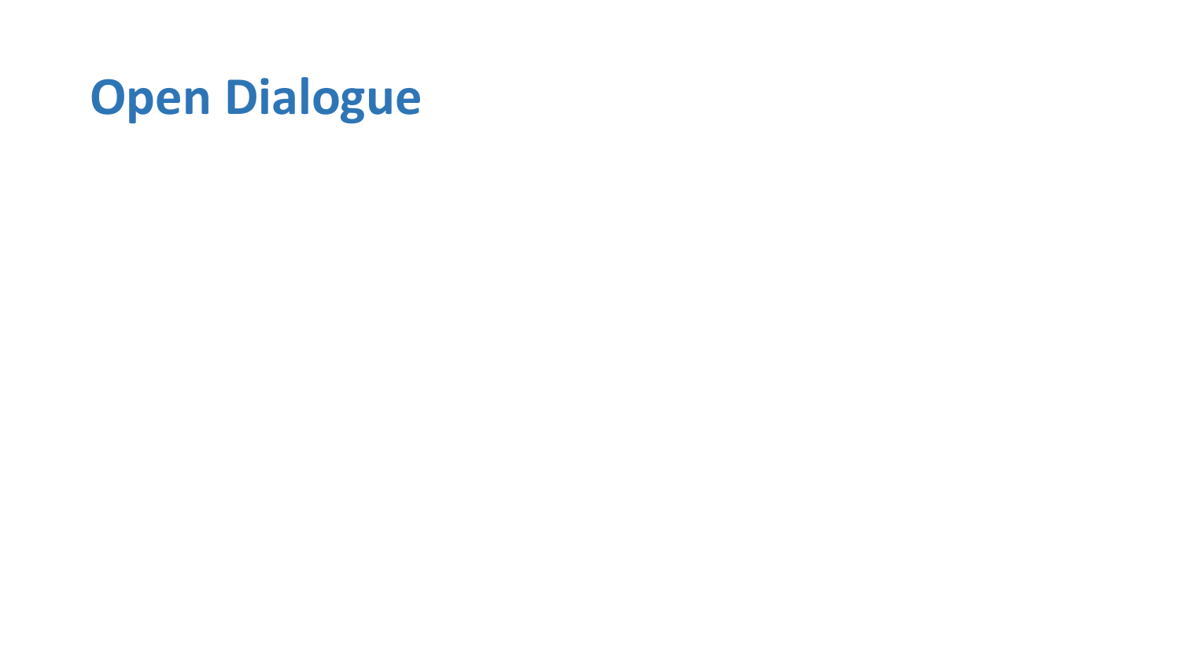# Open Dialogue